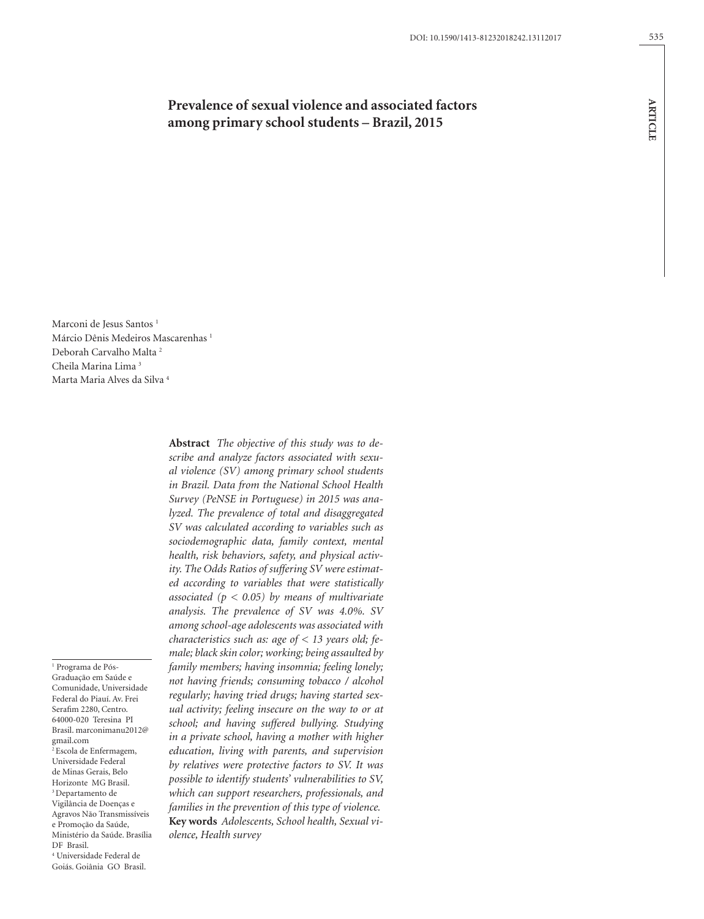DOI: 10.1590/1413-81232018242.13112017

ARTICLE

# Prevalence of sexual violence and associated factors among primary school students – Brazil, 2015

Marconi de Jesus Santos [1]
Márcio Dênis Medeiros Mascarenhas [1]
Deborah Carvalho Malta [2]
Cheila Marina Lima [3]
Marta Maria Alves da Silva [4]

**Abstract** *The objective of this study was to describe and analyze factors associated with sexual violence (SV) among primary school students in Brazil. Data from the National School Health Survey (PeNSE in Portuguese) in 2015 was analyzed. The prevalence of total and disaggregated SV was calculated according to variables such as sociodemographic data, family context, mental health, risk behaviors, safety, and physical activity. The Odds Ratios of suffering SV were estimated according to variables that were statistically associated ($p < 0.05$) by means of multivariate analysis. The prevalence of SV was 4.0%. SV among school-age adolescents was associated with characteristics such as: age of < 13 years old; female; black skin color; working; being assaulted by family members; having insomnia; feeling lonely; not having friends; consuming tobacco / alcohol regularly; having tried drugs; having started sexual activity; feeling insecure on the way to or at school; and having suffered bullying. Studying in a private school, having a mother with higher education, living with parents, and supervision by relatives were protective factors to SV. It was possible to identify students' vulnerabilities to SV, which can support researchers, professionals, and families in the prevention of this type of violence.*
**Key words** *Adolescents, School health, Sexual violence, Health survey*

[1] Programa de Pós-Graduação em Saúde e Comunidade, Universidade Federal do Piauí. Av. Frei Serafim 2280, Centro. 64000-020 Teresina PI Brasil. marconimanu2012@gmail.com
[2] Escola de Enfermagem, Universidade Federal de Minas Gerais, Belo Horizonte MG Brasil.
[3] Departamento de Vigilância de Doenças e Agravos Não Transmissíveis e Promoção da Saúde, Ministério da Saúde. Brasília DF Brasil.
[4] Universidade Federal de Goiás. Goiânia GO Brasil.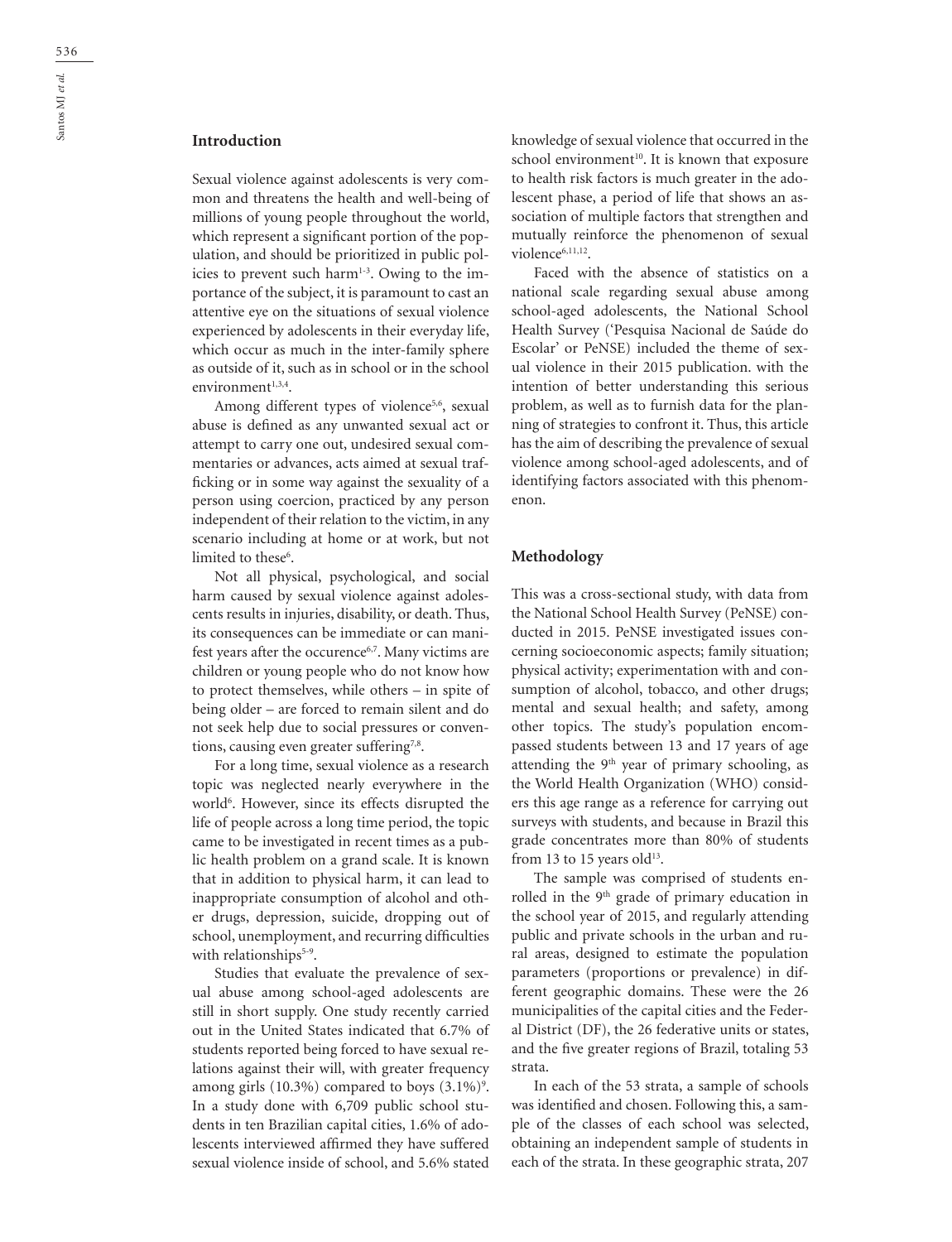## Introduction

Sexual violence against adolescents is very common and threatens the health and well-being of millions of young people throughout the world, which represent a significant portion of the population, and should be prioritized in public policies to prevent such harm[1-3]. Owing to the importance of the subject, it is paramount to cast an attentive eye on the situations of sexual violence experienced by adolescents in their everyday life, which occur as much in the inter-family sphere as outside of it, such as in school or in the school environment[1,3,4].

Among different types of violence[5,6], sexual abuse is defined as any unwanted sexual act or attempt to carry one out, undesired sexual commentaries or advances, acts aimed at sexual trafficking or in some way against the sexuality of a person using coercion, practiced by any person independent of their relation to the victim, in any scenario including at home or at work, but not limited to these[6].

Not all physical, psychological, and social harm caused by sexual violence against adolescents results in injuries, disability, or death. Thus, its consequences can be immediate or can manifest years after the occurence[6,7]. Many victims are children or young people who do not know how to protect themselves, while others – in spite of being older – are forced to remain silent and do not seek help due to social pressures or conventions, causing even greater suffering[7,8].

For a long time, sexual violence as a research topic was neglected nearly everywhere in the world[6]. However, since its effects disrupted the life of people across a long time period, the topic came to be investigated in recent times as a public health problem on a grand scale. It is known that in addition to physical harm, it can lead to inappropriate consumption of alcohol and other drugs, depression, suicide, dropping out of school, unemployment, and recurring difficulties with relationships[5-9].

Studies that evaluate the prevalence of sexual abuse among school-aged adolescents are still in short supply. One study recently carried out in the United States indicated that 6.7% of students reported being forced to have sexual relations against their will, with greater frequency among girls (10.3%) compared to boys (3.1%)[9]. In a study done with 6,709 public school students in ten Brazilian capital cities, 1.6% of adolescents interviewed affirmed they have suffered sexual violence inside of school, and 5.6% stated knowledge of sexual violence that occurred in the school environment[10]. It is known that exposure to health risk factors is much greater in the adolescent phase, a period of life that shows an association of multiple factors that strengthen and mutually reinforce the phenomenon of sexual violence[6,11,12].

Faced with the absence of statistics on a national scale regarding sexual abuse among school-aged adolescents, the National School Health Survey ('Pesquisa Nacional de Saúde do Escolar' or PeNSE) included the theme of sexual violence in their 2015 publication. with the intention of better understanding this serious problem, as well as to furnish data for the planning of strategies to confront it. Thus, this article has the aim of describing the prevalence of sexual violence among school-aged adolescents, and of identifying factors associated with this phenomenon.

## Methodology

This was a cross-sectional study, with data from the National School Health Survey (PeNSE) conducted in 2015. PeNSE investigated issues concerning socioeconomic aspects; family situation; physical activity; experimentation with and consumption of alcohol, tobacco, and other drugs; mental and sexual health; and safety, among other topics. The study's population encompassed students between 13 and 17 years of age attending the 9th year of primary schooling, as the World Health Organization (WHO) considers this age range as a reference for carrying out surveys with students, and because in Brazil this grade concentrates more than 80% of students from 13 to 15 years old[13].

The sample was comprised of students enrolled in the 9th grade of primary education in the school year of 2015, and regularly attending public and private schools in the urban and rural areas, designed to estimate the population parameters (proportions or prevalence) in different geographic domains. These were the 26 municipalities of the capital cities and the Federal District (DF), the 26 federative units or states, and the five greater regions of Brazil, totaling 53 strata.

In each of the 53 strata, a sample of schools was identified and chosen. Following this, a sample of the classes of each school was selected, obtaining an independent sample of students in each of the strata. In these geographic strata, 207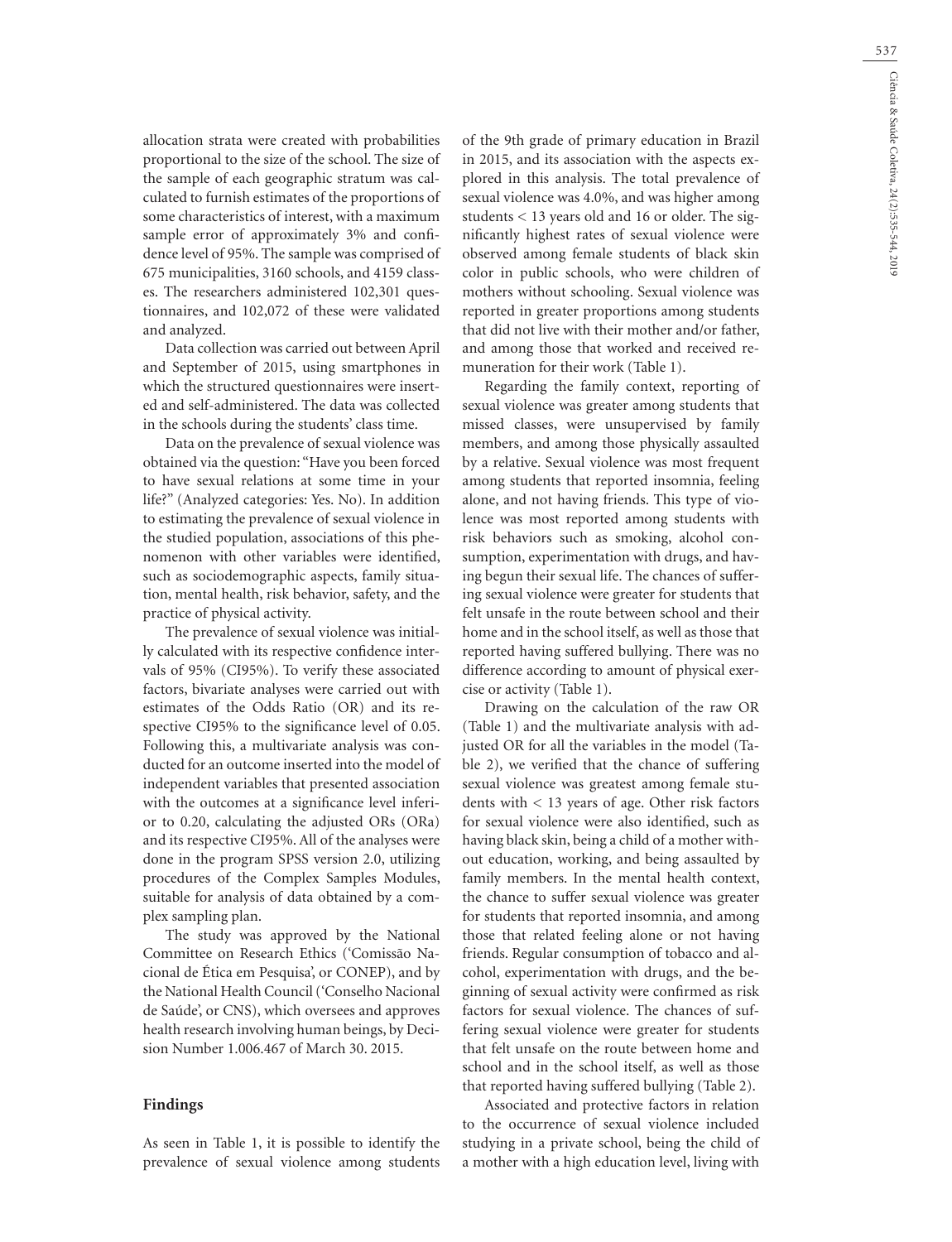allocation strata were created with probabilities proportional to the size of the school. The size of the sample of each geographic stratum was calculated to furnish estimates of the proportions of some characteristics of interest, with a maximum sample error of approximately 3% and confidence level of 95%. The sample was comprised of 675 municipalities, 3160 schools, and 4159 classes. The researchers administered 102,301 questionnaires, and 102,072 of these were validated and analyzed.

Data collection was carried out between April and September of 2015, using smartphones in which the structured questionnaires were inserted and self-administered. The data was collected in the schools during the students' class time.

Data on the prevalence of sexual violence was obtained via the question: "Have you been forced to have sexual relations at some time in your life?" (Analyzed categories: Yes. No). In addition to estimating the prevalence of sexual violence in the studied population, associations of this phenomenon with other variables were identified, such as sociodemographic aspects, family situation, mental health, risk behavior, safety, and the practice of physical activity.

The prevalence of sexual violence was initially calculated with its respective confidence intervals of 95% (CI95%). To verify these associated factors, bivariate analyses were carried out with estimates of the Odds Ratio (OR) and its respective CI95% to the significance level of 0.05. Following this, a multivariate analysis was conducted for an outcome inserted into the model of independent variables that presented association with the outcomes at a significance level inferior to 0.20, calculating the adjusted ORs (ORa) and its respective CI95%. All of the analyses were done in the program SPSS version 2.0, utilizing procedures of the Complex Samples Modules, suitable for analysis of data obtained by a complex sampling plan.

The study was approved by the National Committee on Research Ethics ('Comissão Nacional de Ética em Pesquisa', or CONEP), and by the National Health Council ('Conselho Nacional de Saúde', or CNS), which oversees and approves health research involving human beings, by Decision Number 1.006.467 of March 30. 2015.

## Findings

As seen in Table 1, it is possible to identify the prevalence of sexual violence among students of the 9th grade of primary education in Brazil in 2015, and its association with the aspects explored in this analysis. The total prevalence of sexual violence was 4.0%, and was higher among students < 13 years old and 16 or older. The significantly highest rates of sexual violence were observed among female students of black skin color in public schools, who were children of mothers without schooling. Sexual violence was reported in greater proportions among students that did not live with their mother and/or father, and among those that worked and received remuneration for their work (Table 1).

Regarding the family context, reporting of sexual violence was greater among students that missed classes, were unsupervised by family members, and among those physically assaulted by a relative. Sexual violence was most frequent among students that reported insomnia, feeling alone, and not having friends. This type of violence was most reported among students with risk behaviors such as smoking, alcohol consumption, experimentation with drugs, and having begun their sexual life. The chances of suffering sexual violence were greater for students that felt unsafe in the route between school and their home and in the school itself, as well as those that reported having suffered bullying. There was no difference according to amount of physical exercise or activity (Table 1).

Drawing on the calculation of the raw OR (Table 1) and the multivariate analysis with adjusted OR for all the variables in the model (Table 2), we verified that the chance of suffering sexual violence was greatest among female students with < 13 years of age. Other risk factors for sexual violence were also identified, such as having black skin, being a child of a mother without education, working, and being assaulted by family members. In the mental health context, the chance to suffer sexual violence was greater for students that reported insomnia, and among those that related feeling alone or not having friends. Regular consumption of tobacco and alcohol, experimentation with drugs, and the beginning of sexual activity were confirmed as risk factors for sexual violence. The chances of suffering sexual violence were greater for students that felt unsafe on the route between home and school and in the school itself, as well as those that reported having suffered bullying (Table 2).

Associated and protective factors in relation to the occurrence of sexual violence included studying in a private school, being the child of a mother with a high education level, living with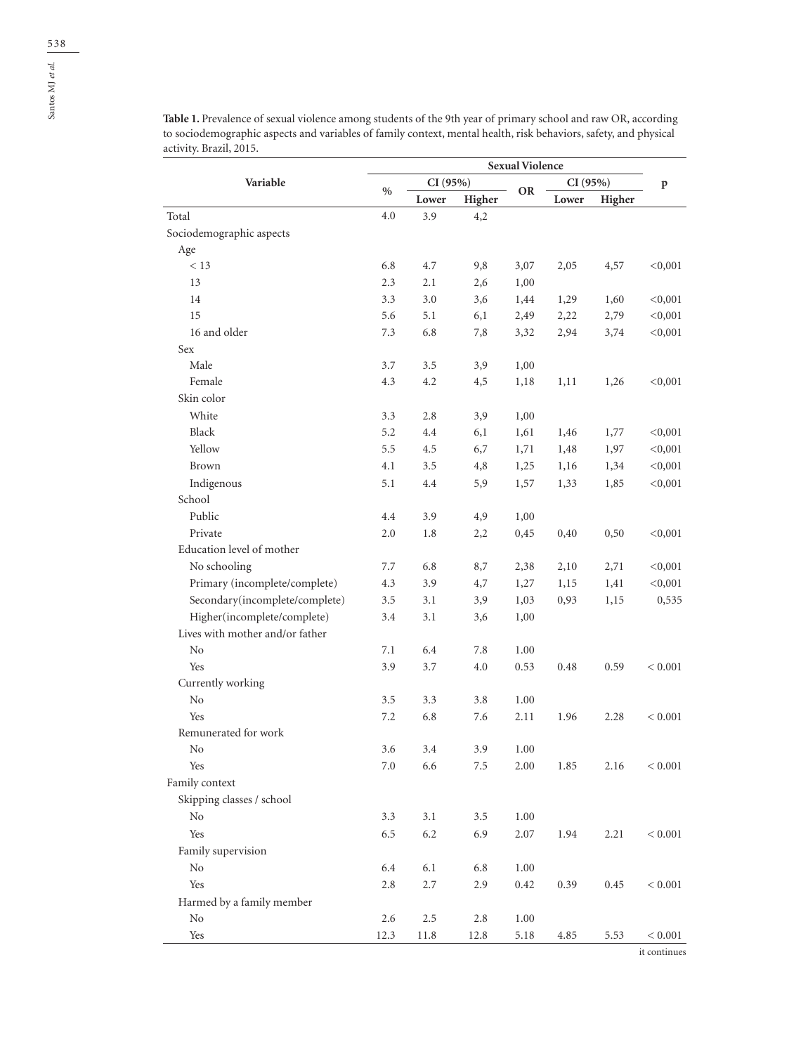**Table 1.** Prevalence of sexual violence among students of the 9th year of primary school and raw OR, according to sociodemographic aspects and variables of family context, mental health, risk behaviors, safety, and physical activity. Brazil, 2015.

| Variable | Sexual Violence | | | | | | |
|---|---|---|---|---|---|---|---|
| | % | CI (95%) | | OR | CI (95%) | | p |
| | | Lower | Higher | | Lower | Higher | |
| Total | 4.0 | 3.9 | 4,2 | | | | |
| Sociodemographic aspects | | | | | | | |
| Age | | | | | | | |
| < 13 | 6.8 | 4.7 | 9,8 | 3,07 | 2,05 | 4,57 | <0,001 |
| 13 | 2.3 | 2.1 | 2,6 | 1,00 | | | |
| 14 | 3.3 | 3.0 | 3,6 | 1,44 | 1,29 | 1,60 | <0,001 |
| 15 | 5.6 | 5.1 | 6,1 | 2,49 | 2,22 | 2,79 | <0,001 |
| 16 and older | 7.3 | 6.8 | 7,8 | 3,32 | 2,94 | 3,74 | <0,001 |
| Sex | | | | | | | |
| Male | 3.7 | 3.5 | 3,9 | 1,00 | | | |
| Female | 4.3 | 4.2 | 4,5 | 1,18 | 1,11 | 1,26 | <0,001 |
| Skin color | | | | | | | |
| White | 3.3 | 2.8 | 3,9 | 1,00 | | | |
| Black | 5.2 | 4.4 | 6,1 | 1,61 | 1,46 | 1,77 | <0,001 |
| Yellow | 5.5 | 4.5 | 6,7 | 1,71 | 1,48 | 1,97 | <0,001 |
| Brown | 4.1 | 3.5 | 4,8 | 1,25 | 1,16 | 1,34 | <0,001 |
| Indigenous | 5.1 | 4.4 | 5,9 | 1,57 | 1,33 | 1,85 | <0,001 |
| School | | | | | | | |
| Public | 4.4 | 3.9 | 4,9 | 1,00 | | | |
| Private | 2.0 | 1.8 | 2,2 | 0,45 | 0,40 | 0,50 | <0,001 |
| Education level of mother | | | | | | | |
| No schooling | 7.7 | 6.8 | 8,7 | 2,38 | 2,10 | 2,71 | <0,001 |
| Primary (incomplete/complete) | 4.3 | 3.9 | 4,7 | 1,27 | 1,15 | 1,41 | <0,001 |
| Secondary(incomplete/complete) | 3.5 | 3.1 | 3,9 | 1,03 | 0,93 | 1,15 | 0,535 |
| Higher(incomplete/complete) | 3.4 | 3.1 | 3,6 | 1,00 | | | |
| Lives with mother and/or father | | | | | | | |
| No | 7.1 | 6.4 | 7.8 | 1.00 | | | |
| Yes | 3.9 | 3.7 | 4.0 | 0.53 | 0.48 | 0.59 | < 0.001 |
| Currently working | | | | | | | |
| No | 3.5 | 3.3 | 3.8 | 1.00 | | | |
| Yes | 7.2 | 6.8 | 7.6 | 2.11 | 1.96 | 2.28 | < 0.001 |
| Remunerated for work | | | | | | | |
| No | 3.6 | 3.4 | 3.9 | 1.00 | | | |
| Yes | 7.0 | 6.6 | 7.5 | 2.00 | 1.85 | 2.16 | < 0.001 |
| Family context | | | | | | | |
| Skipping classes / school | | | | | | | |
| No | 3.3 | 3.1 | 3.5 | 1.00 | | | |
| Yes | 6.5 | 6.2 | 6.9 | 2.07 | 1.94 | 2.21 | < 0.001 |
| Family supervision | | | | | | | |
| No | 6.4 | 6.1 | 6.8 | 1.00 | | | |
| Yes | 2.8 | 2.7 | 2.9 | 0.42 | 0.39 | 0.45 | < 0.001 |
| Harmed by a family member | | | | | | | |
| No | 2.6 | 2.5 | 2.8 | 1.00 | | | |
| Yes | 12.3 | 11.8 | 12.8 | 5.18 | 4.85 | 5.53 | < 0.001 |

it continues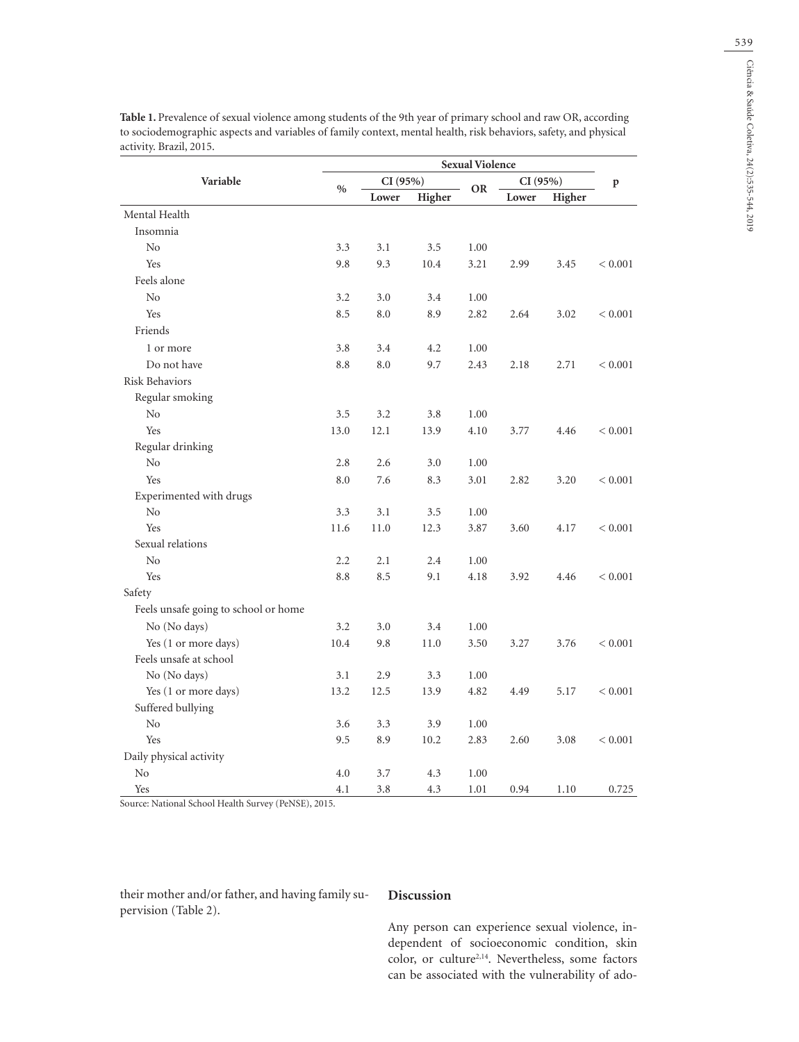**Table 1.** Prevalence of sexual violence among students of the 9th year of primary school and raw OR, according to sociodemographic aspects and variables of family context, mental health, risk behaviors, safety, and physical activity. Brazil, 2015.

| Variable | Sexual Violence | | | | | | |
|---|---|---|---|---|---|---|---|
| | % | CI (95%) | | OR | CI (95%) | | p |
| | | Lower | Higher | | Lower | Higher | |
| Mental Health | | | | | | | |
| Insomnia | | | | | | | |
| No | 3.3 | 3.1 | 3.5 | 1.00 | | | |
| Yes | 9.8 | 9.3 | 10.4 | 3.21 | 2.99 | 3.45 | < 0.001 |
| Feels alone | | | | | | | |
| No | 3.2 | 3.0 | 3.4 | 1.00 | | | |
| Yes | 8.5 | 8.0 | 8.9 | 2.82 | 2.64 | 3.02 | < 0.001 |
| Friends | | | | | | | |
| 1 or more | 3.8 | 3.4 | 4.2 | 1.00 | | | |
| Do not have | 8.8 | 8.0 | 9.7 | 2.43 | 2.18 | 2.71 | < 0.001 |
| Risk Behaviors | | | | | | | |
| Regular smoking | | | | | | | |
| No | 3.5 | 3.2 | 3.8 | 1.00 | | | |
| Yes | 13.0 | 12.1 | 13.9 | 4.10 | 3.77 | 4.46 | < 0.001 |
| Regular drinking | | | | | | | |
| No | 2.8 | 2.6 | 3.0 | 1.00 | | | |
| Yes | 8.0 | 7.6 | 8.3 | 3.01 | 2.82 | 3.20 | < 0.001 |
| Experimented with drugs | | | | | | | |
| No | 3.3 | 3.1 | 3.5 | 1.00 | | | |
| Yes | 11.6 | 11.0 | 12.3 | 3.87 | 3.60 | 4.17 | < 0.001 |
| Sexual relations | | | | | | | |
| No | 2.2 | 2.1 | 2.4 | 1.00 | | | |
| Yes | 8.8 | 8.5 | 9.1 | 4.18 | 3.92 | 4.46 | < 0.001 |
| Safety | | | | | | | |
| Feels unsafe going to school or home | | | | | | | |
| No (No days) | 3.2 | 3.0 | 3.4 | 1.00 | | | |
| Yes (1 or more days) | 10.4 | 9.8 | 11.0 | 3.50 | 3.27 | 3.76 | < 0.001 |
| Feels unsafe at school | | | | | | | |
| No (No days) | 3.1 | 2.9 | 3.3 | 1.00 | | | |
| Yes (1 or more days) | 13.2 | 12.5 | 13.9 | 4.82 | 4.49 | 5.17 | < 0.001 |
| Suffered bullying | | | | | | | |
| No | 3.6 | 3.3 | 3.9 | 1.00 | | | |
| Yes | 9.5 | 8.9 | 10.2 | 2.83 | 2.60 | 3.08 | < 0.001 |
| Daily physical activity | | | | | | | |
| No | 4.0 | 3.7 | 4.3 | 1.00 | | | |
| Yes | 4.1 | 3.8 | 4.3 | 1.01 | 0.94 | 1.10 | 0.725 |

Source: National School Health Survey (PeNSE), 2015.

their mother and/or father, and having family supervision (Table 2).

## Discussion

Any person can experience sexual violence, independent of socioeconomic condition, skin color, or culture[2,14]. Nevertheless, some factors can be associated with the vulnerability of ado-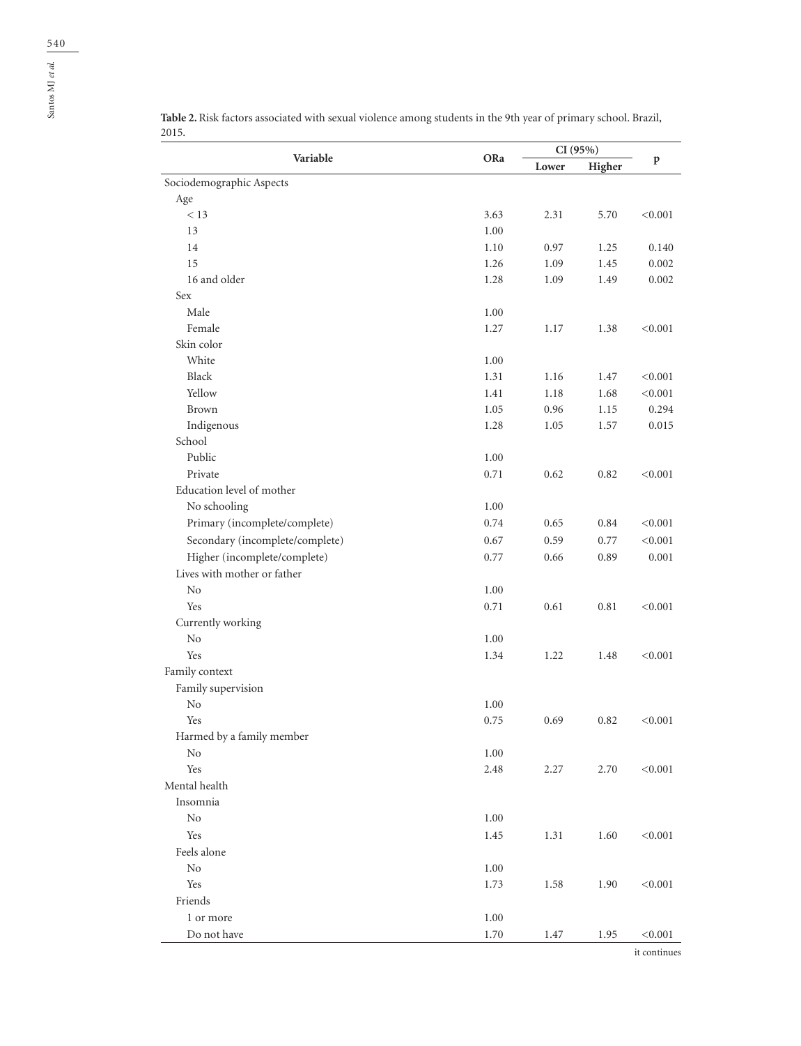**Table 2.** Risk factors associated with sexual violence among students in the 9th year of primary school. Brazil, 2015.

| Variable | ORa | CI (95%) | | p |
|---|---|---|---|---|
| | | Lower | Higher | |
| Sociodemographic Aspects | | | | |
| Age | | | | |
| < 13 | 3.63 | 2.31 | 5.70 | <0.001 |
| 13 | 1.00 | | | |
| 14 | 1.10 | 0.97 | 1.25 | 0.140 |
| 15 | 1.26 | 1.09 | 1.45 | 0.002 |
| 16 and older | 1.28 | 1.09 | 1.49 | 0.002 |
| Sex | | | | |
| Male | 1.00 | | | |
| Female | 1.27 | 1.17 | 1.38 | <0.001 |
| Skin color | | | | |
| White | 1.00 | | | |
| Black | 1.31 | 1.16 | 1.47 | <0.001 |
| Yellow | 1.41 | 1.18 | 1.68 | <0.001 |
| Brown | 1.05 | 0.96 | 1.15 | 0.294 |
| Indigenous | 1.28 | 1.05 | 1.57 | 0.015 |
| School | | | | |
| Public | 1.00 | | | |
| Private | 0.71 | 0.62 | 0.82 | <0.001 |
| Education level of mother | | | | |
| No schooling | 1.00 | | | |
| Primary (incomplete/complete) | 0.74 | 0.65 | 0.84 | <0.001 |
| Secondary (incomplete/complete) | 0.67 | 0.59 | 0.77 | <0.001 |
| Higher (incomplete/complete) | 0.77 | 0.66 | 0.89 | 0.001 |
| Lives with mother or father | | | | |
| No | 1.00 | | | |
| Yes | 0.71 | 0.61 | 0.81 | <0.001 |
| Currently working | | | | |
| No | 1.00 | | | |
| Yes | 1.34 | 1.22 | 1.48 | <0.001 |
| Family context | | | | |
| Family supervision | | | | |
| No | 1.00 | | | |
| Yes | 0.75 | 0.69 | 0.82 | <0.001 |
| Harmed by a family member | | | | |
| No | 1.00 | | | |
| Yes | 2.48 | 2.27 | 2.70 | <0.001 |
| Mental health | | | | |
| Insomnia | | | | |
| No | 1.00 | | | |
| Yes | 1.45 | 1.31 | 1.60 | <0.001 |
| Feels alone | | | | |
| No | 1.00 | | | |
| Yes | 1.73 | 1.58 | 1.90 | <0.001 |
| Friends | | | | |
| 1 or more | 1.00 | | | |
| Do not have | 1.70 | 1.47 | 1.95 | <0.001 |

it continues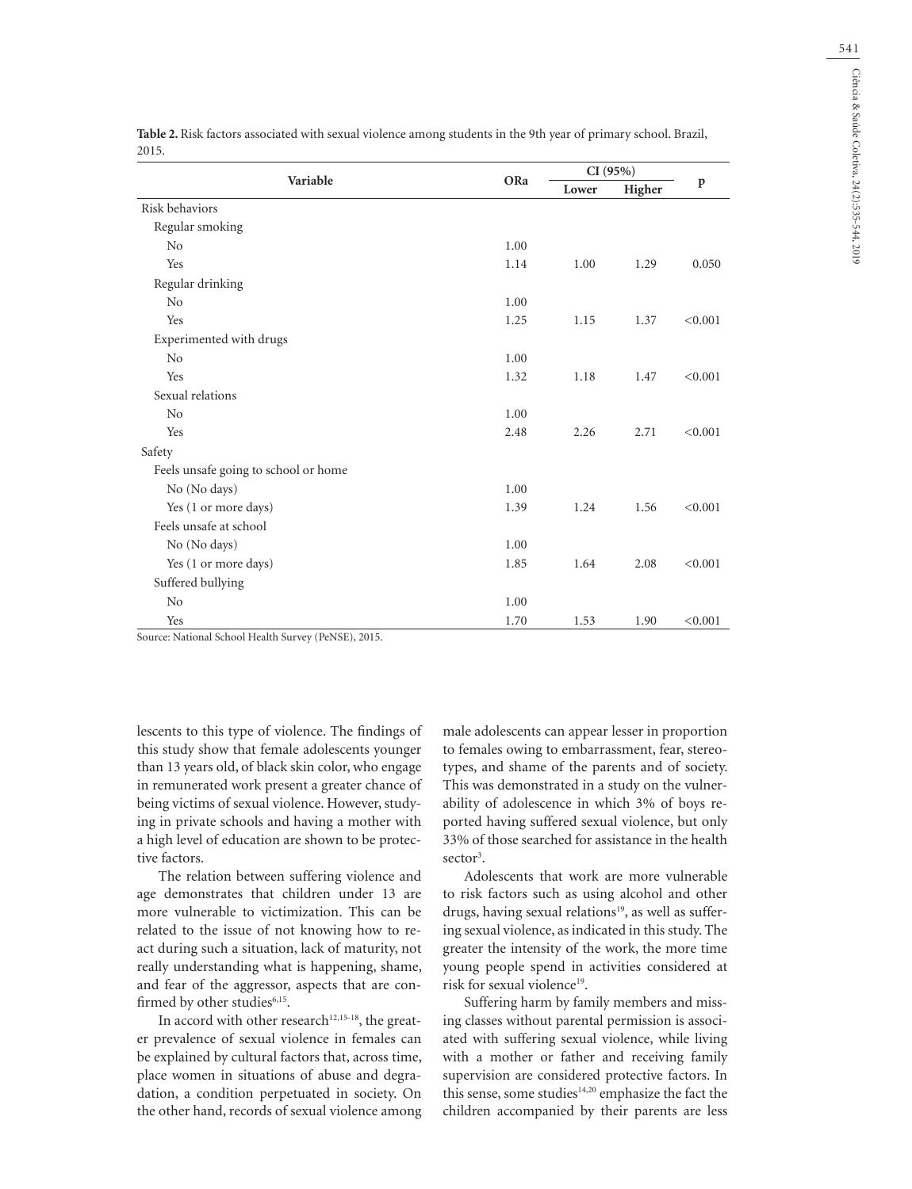**Table 2.** Risk factors associated with sexual violence among students in the 9th year of primary school. Brazil, 2015.

| Variable | ORa | CI (95%) | | p |
|---|---|---|---|---|
| | | Lower | Higher | |
| Risk behaviors | | | | |
| Regular smoking | | | | |
| No | 1.00 | | | |
| Yes | 1.14 | 1.00 | 1.29 | 0.050 |
| Regular drinking | | | | |
| No | 1.00 | | | |
| Yes | 1.25 | 1.15 | 1.37 | <0.001 |
| Experimented with drugs | | | | |
| No | 1.00 | | | |
| Yes | 1.32 | 1.18 | 1.47 | <0.001 |
| Sexual relations | | | | |
| No | 1.00 | | | |
| Yes | 2.48 | 2.26 | 2.71 | <0.001 |
| Safety | | | | |
| Feels unsafe going to school or home | | | | |
| No (No days) | 1.00 | | | |
| Yes (1 or more days) | 1.39 | 1.24 | 1.56 | <0.001 |
| Feels unsafe at school | | | | |
| No (No days) | 1.00 | | | |
| Yes (1 or more days) | 1.85 | 1.64 | 2.08 | <0.001 |
| Suffered bullying | | | | |
| No | 1.00 | | | |
| Yes | 1.70 | 1.53 | 1.90 | <0.001 |

Source: National School Health Survey (PeNSE), 2015.

lescents to this type of violence. The findings of this study show that female adolescents younger than 13 years old, of black skin color, who engage in remunerated work present a greater chance of being victims of sexual violence. However, studying in private schools and having a mother with a high level of education are shown to be protective factors.

The relation between suffering violence and age demonstrates that children under 13 are more vulnerable to victimization. This can be related to the issue of not knowing how to react during such a situation, lack of maturity, not really understanding what is happening, shame, and fear of the aggressor, aspects that are confirmed by other studies[6,15].

In accord with other research[12,15-18], the greater prevalence of sexual violence in females can be explained by cultural factors that, across time, place women in situations of abuse and degradation, a condition perpetuated in society. On the other hand, records of sexual violence among male adolescents can appear lesser in proportion to females owing to embarrassment, fear, stereotypes, and shame of the parents and of society. This was demonstrated in a study on the vulnerability of adolescence in which 3% of boys reported having suffered sexual violence, but only 33% of those searched for assistance in the health sector[3].

Adolescents that work are more vulnerable to risk factors such as using alcohol and other drugs, having sexual relations[19], as well as suffering sexual violence, as indicated in this study. The greater the intensity of the work, the more time young people spend in activities considered at risk for sexual violence[19].

Suffering harm by family members and missing classes without parental permission is associated with suffering sexual violence, while living with a mother or father and receiving family supervision are considered protective factors. In this sense, some studies[14,20] emphasize the fact the children accompanied by their parents are less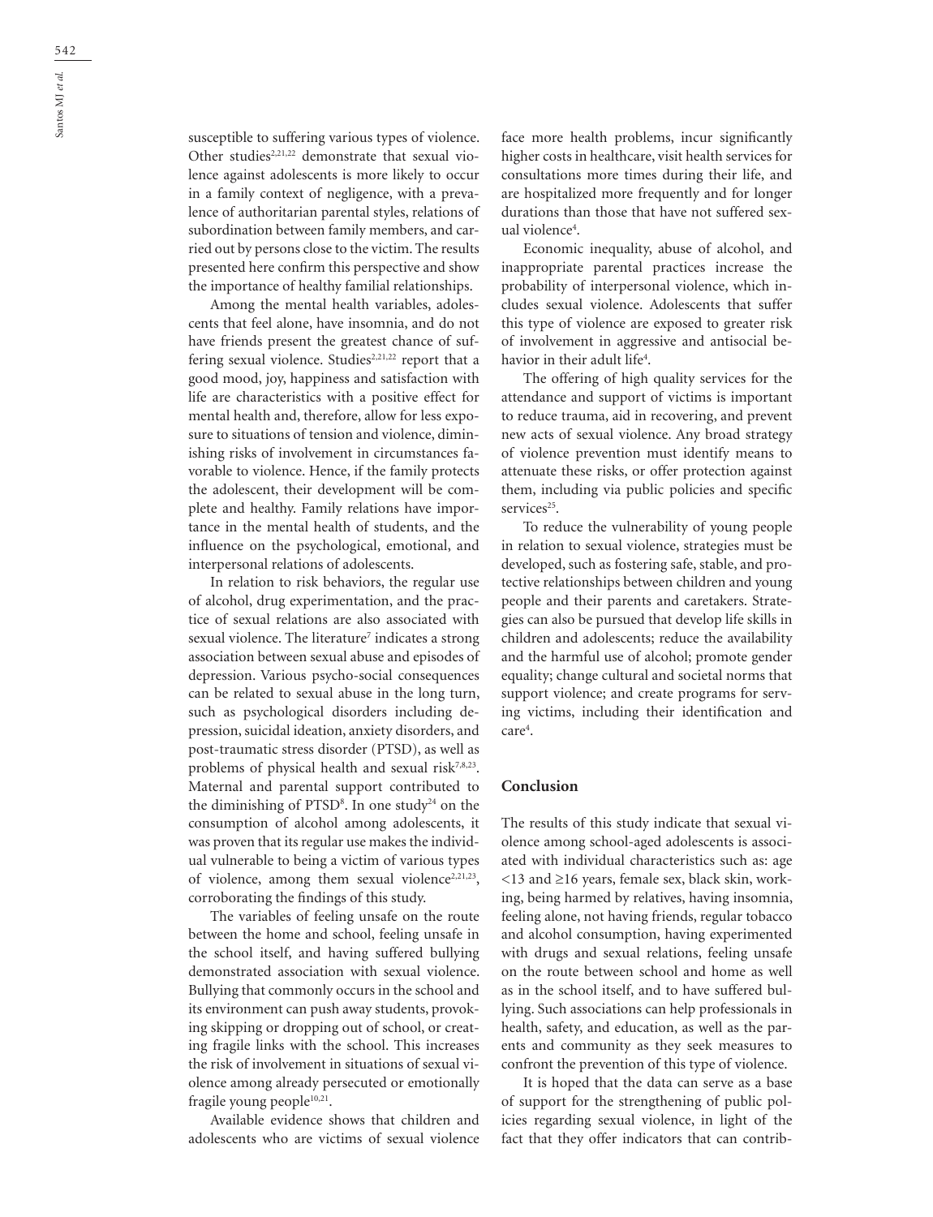susceptible to suffering various types of violence. Other studies[2,21,22] demonstrate that sexual violence against adolescents is more likely to occur in a family context of negligence, with a prevalence of authoritarian parental styles, relations of subordination between family members, and carried out by persons close to the victim. The results presented here confirm this perspective and show the importance of healthy familial relationships.

Among the mental health variables, adolescents that feel alone, have insomnia, and do not have friends present the greatest chance of suffering sexual violence. Studies[2,21,22] report that a good mood, joy, happiness and satisfaction with life are characteristics with a positive effect for mental health and, therefore, allow for less exposure to situations of tension and violence, diminishing risks of involvement in circumstances favorable to violence. Hence, if the family protects the adolescent, their development will be complete and healthy. Family relations have importance in the mental health of students, and the influence on the psychological, emotional, and interpersonal relations of adolescents.

In relation to risk behaviors, the regular use of alcohol, drug experimentation, and the practice of sexual relations are also associated with sexual violence. The literature[7] indicates a strong association between sexual abuse and episodes of depression. Various psycho-social consequences can be related to sexual abuse in the long turn, such as psychological disorders including depression, suicidal ideation, anxiety disorders, and post-traumatic stress disorder (PTSD), as well as problems of physical health and sexual risk[7,8,23]. Maternal and parental support contributed to the diminishing of PTSD[8]. In one study[24] on the consumption of alcohol among adolescents, it was proven that its regular use makes the individual vulnerable to being a victim of various types of violence, among them sexual violence[2,21,23], corroborating the findings of this study.

The variables of feeling unsafe on the route between the home and school, feeling unsafe in the school itself, and having suffered bullying demonstrated association with sexual violence. Bullying that commonly occurs in the school and its environment can push away students, provoking skipping or dropping out of school, or creating fragile links with the school. This increases the risk of involvement in situations of sexual violence among already persecuted or emotionally fragile young people[10,21].

Available evidence shows that children and adolescents who are victims of sexual violence face more health problems, incur significantly higher costs in healthcare, visit health services for consultations more times during their life, and are hospitalized more frequently and for longer durations than those that have not suffered sexual violence[4].

Economic inequality, abuse of alcohol, and inappropriate parental practices increase the probability of interpersonal violence, which includes sexual violence. Adolescents that suffer this type of violence are exposed to greater risk of involvement in aggressive and antisocial behavior in their adult life[4].

The offering of high quality services for the attendance and support of victims is important to reduce trauma, aid in recovering, and prevent new acts of sexual violence. Any broad strategy of violence prevention must identify means to attenuate these risks, or offer protection against them, including via public policies and specific services[25].

To reduce the vulnerability of young people in relation to sexual violence, strategies must be developed, such as fostering safe, stable, and protective relationships between children and young people and their parents and caretakers. Strategies can also be pursued that develop life skills in children and adolescents; reduce the availability and the harmful use of alcohol; promote gender equality; change cultural and societal norms that support violence; and create programs for serving victims, including their identification and care[4].

## Conclusion

The results of this study indicate that sexual violence among school-aged adolescents is associated with individual characteristics such as: age <13 and ≥16 years, female sex, black skin, working, being harmed by relatives, having insomnia, feeling alone, not having friends, regular tobacco and alcohol consumption, having experimented with drugs and sexual relations, feeling unsafe on the route between school and home as well as in the school itself, and to have suffered bullying. Such associations can help professionals in health, safety, and education, as well as the parents and community as they seek measures to confront the prevention of this type of violence.

It is hoped that the data can serve as a base of support for the strengthening of public policies regarding sexual violence, in light of the fact that they offer indicators that can contrib-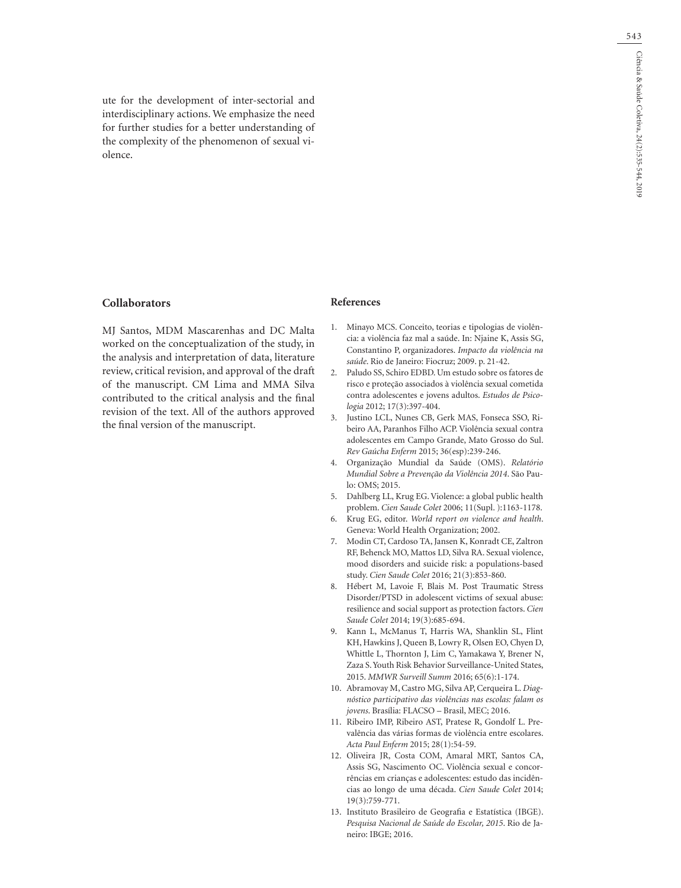ute for the development of inter-sectorial and interdisciplinary actions. We emphasize the need for further studies for a better understanding of the complexity of the phenomenon of sexual violence.

## Collaborators

MJ Santos, MDM Mascarenhas and DC Malta worked on the conceptualization of the study, in the analysis and interpretation of data, literature review, critical revision, and approval of the draft of the manuscript. CM Lima and MMA Silva contributed to the critical analysis and the final revision of the text. All of the authors approved the final version of the manuscript.

## References

1. Minayo MCS. Conceito, teorias e tipologias de violência: a violência faz mal a saúde. In: Njaine K, Assis SG, Constantino P, organizadores. *Impacto da violência na saúde*. Rio de Janeiro: Fiocruz; 2009. p. 21-42.
2. Paludo SS, Schiro EDBD. Um estudo sobre os fatores de risco e proteção associados à violência sexual cometida contra adolescentes e jovens adultos. *Estudos de Psicologia* 2012; 17(3):397-404.
3. Justino LCL, Nunes CB, Gerk MAS, Fonseca SSO, Ribeiro AA, Paranhos Filho ACP. Violência sexual contra adolescentes em Campo Grande, Mato Grosso do Sul. *Rev Gaúcha Enferm* 2015; 36(esp):239-246.
4. Organização Mundial da Saúde (OMS). *Relatório Mundial Sobre a Prevenção da Violência 2014*. São Paulo: OMS; 2015.
5. Dahlberg LL, Krug EG. Violence: a global public health problem. *Cien Saude Colet* 2006; 11(Supl. ):1163-1178.
6. Krug EG, editor. *World report on violence and health*. Geneva: World Health Organization; 2002.
7. Modin CT, Cardoso TA, Jansen K, Konradt CE, Zaltron RF, Behenck MO, Mattos LD, Silva RA. Sexual violence, mood disorders and suicide risk: a populations-based study. *Cien Saude Colet* 2016; 21(3):853-860.
8. Hébert M, Lavoie F, Blais M. Post Traumatic Stress Disorder/PTSD in adolescent victims of sexual abuse: resilience and social support as protection factors. *Cien Saude Colet* 2014; 19(3):685-694.
9. Kann L, McManus T, Harris WA, Shanklin SL, Flint KH, Hawkins J, Queen B, Lowry R, Olsen EO, Chyen D, Whittle L, Thornton J, Lim C, Yamakawa Y, Brener N, Zaza S. Youth Risk Behavior Surveillance-United States, 2015. *MMWR Surveill Summ* 2016; 65(6):1-174.
10. Abramovay M, Castro MG, Silva AP, Cerqueira L. *Diagnóstico participativo das violências nas escolas: falam os jovens*. Brasília: FLACSO – Brasil, MEC; 2016.
11. Ribeiro IMP, Ribeiro AST, Pratese R, Gondolf L. Prevalência das várias formas de violência entre escolares. *Acta Paul Enferm* 2015; 28(1):54-59.
12. Oliveira JR, Costa COM, Amaral MRT, Santos CA, Assis SG, Nascimento OC. Violência sexual e concorrências em crianças e adolescentes: estudo das incidências ao longo de uma década. *Cien Saude Colet* 2014; 19(3):759-771.
13. Instituto Brasileiro de Geografia e Estatística (IBGE). *Pesquisa Nacional de Saúde do Escolar, 2015*. Rio de Janeiro: IBGE; 2016.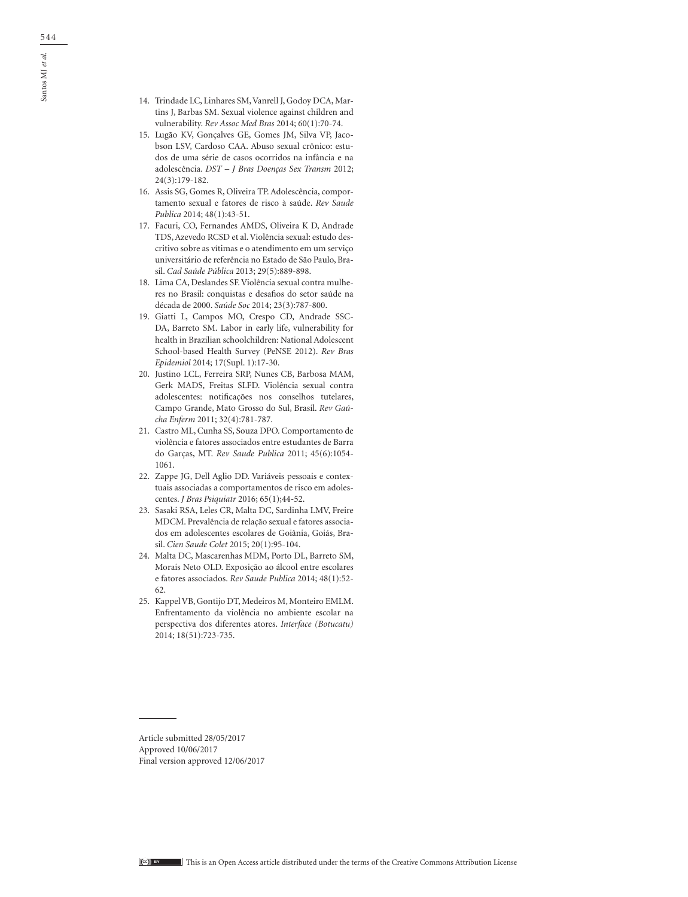14. Trindade LC, Linhares SM, Vanrell J, Godoy DCA, Martins J, Barbas SM. Sexual violence against children and vulnerability. *Rev Assoc Med Bras* 2014; 60(1):70-74.
15. Lugão KV, Gonçalves GE, Gomes JM, Silva VP, Jacobson LSV, Cardoso CAA. Abuso sexual crônico: estudos de uma série de casos ocorridos na infância e na adolescência. *DST – J Bras Doenças Sex Transm* 2012; 24(3):179-182.
16. Assis SG, Gomes R, Oliveira TP. Adolescência, comportamento sexual e fatores de risco à saúde. *Rev Saude Publica* 2014; 48(1):43-51.
17. Facuri, CO, Fernandes AMDS, Oliveira K D, Andrade TDS, Azevedo RCSD et al. Violência sexual: estudo descritivo sobre as vítimas e o atendimento em um serviço universitário de referência no Estado de São Paulo, Brasil. *Cad Saúde Pública* 2013; 29(5):889-898.
18. Lima CA, Deslandes SF. Violência sexual contra mulheres no Brasil: conquistas e desafios do setor saúde na década de 2000. *Saúde Soc* 2014; 23(3):787-800.
19. Giatti L, Campos MO, Crespo CD, Andrade SSC-DA, Barreto SM. Labor in early life, vulnerability for health in Brazilian schoolchildren: National Adolescent School-based Health Survey (PeNSE 2012). *Rev Bras Epidemiol* 2014; 17(Supl. 1):17-30.
20. Justino LCL, Ferreira SRP, Nunes CB, Barbosa MAM, Gerk MADS, Freitas SLFD. Violência sexual contra adolescentes: notificações nos conselhos tutelares, Campo Grande, Mato Grosso do Sul, Brasil. *Rev Gaúcha Enferm* 2011; 32(4):781-787.
21. Castro ML, Cunha SS, Souza DPO. Comportamento de violência e fatores associados entre estudantes de Barra do Garças, MT. *Rev Saude Publica* 2011; 45(6):1054-1061.
22. Zappe JG, Dell Aglio DD. Variáveis pessoais e contextuais associadas a comportamentos de risco em adolescentes. *J Bras Psiquiatr* 2016; 65(1);44-52.
23. Sasaki RSA, Leles CR, Malta DC, Sardinha LMV, Freire MDCM. Prevalência de relação sexual e fatores associados em adolescentes escolares de Goiânia, Goiás, Brasil. *Cien Saude Colet* 2015; 20(1):95-104.
24. Malta DC, Mascarenhas MDM, Porto DL, Barreto SM, Morais Neto OLD. Exposição ao álcool entre escolares e fatores associados. *Rev Saude Publica* 2014; 48(1):52-62.
25. Kappel VB, Gontijo DT, Medeiros M, Monteiro EMLM. Enfrentamento da violência no ambiente escolar na perspectiva dos diferentes atores. *Interface (Botucatu)* 2014; 18(51):723-735.

---

Article submitted 28/05/2017
Approved 10/06/2017
Final version approved 12/06/2017

This is an Open Access article distributed under the terms of the Creative Commons Attribution License